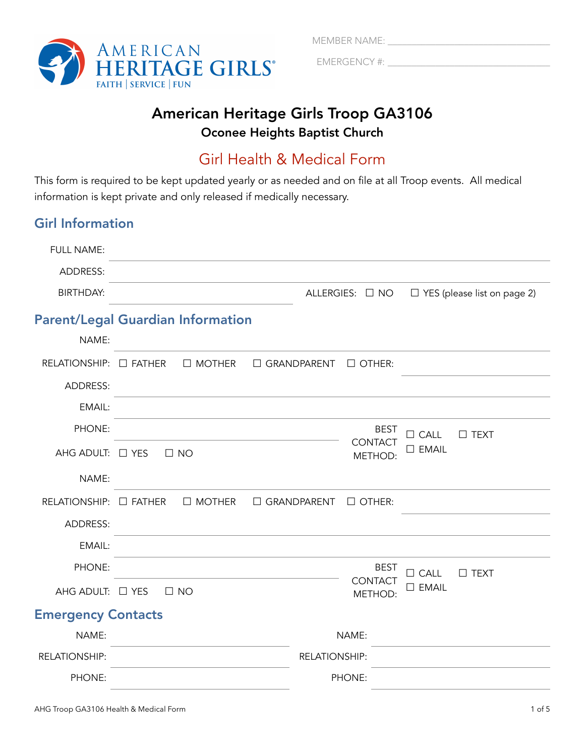AMERICAN HERITAGE GIRLS®
FAITH | SERVICE | FUN

MEMBER NAME: ______________________

EMERGENCY #: ______________________

# American Heritage Girls Troop GA3106

### Oconee Heights Baptist Church

## Girl Health & Medical Form

This form is required to be kept updated yearly or as needed and on file at all Troop events. All medical information is kept private and only released if medically necessary.

## Girl Information

FULL NAME: ______________________

ADDRESS: ______________________

BIRTHDAY: ______________________ ALLERGIES: ☐ NO ☐ YES (please list on page 2)

## Parent/Legal Guardian Information

NAME: ______________________

RELATIONSHIP: ☐ FATHER ☐ MOTHER ☐ GRANDPARENT ☐ OTHER: ______________________

ADDRESS: ______________________

EMAIL: ______________________

PHONE: ______________________ BEST CONTACT METHOD: ☐ CALL ☐ TEXT ☐ EMAIL

AHG ADULT: ☐ YES ☐ NO

NAME: ______________________

RELATIONSHIP: ☐ FATHER ☐ MOTHER ☐ GRANDPARENT ☐ OTHER: ______________________

ADDRESS: ______________________

EMAIL: ______________________

PHONE: ______________________ BEST CONTACT METHOD: ☐ CALL ☐ TEXT ☐ EMAIL

AHG ADULT: ☐ YES ☐ NO

## Emergency Contacts

NAME: ______________________ NAME: ______________________

RELATIONSHIP: ______________________ RELATIONSHIP: ______________________

PHONE: ______________________ PHONE: ______________________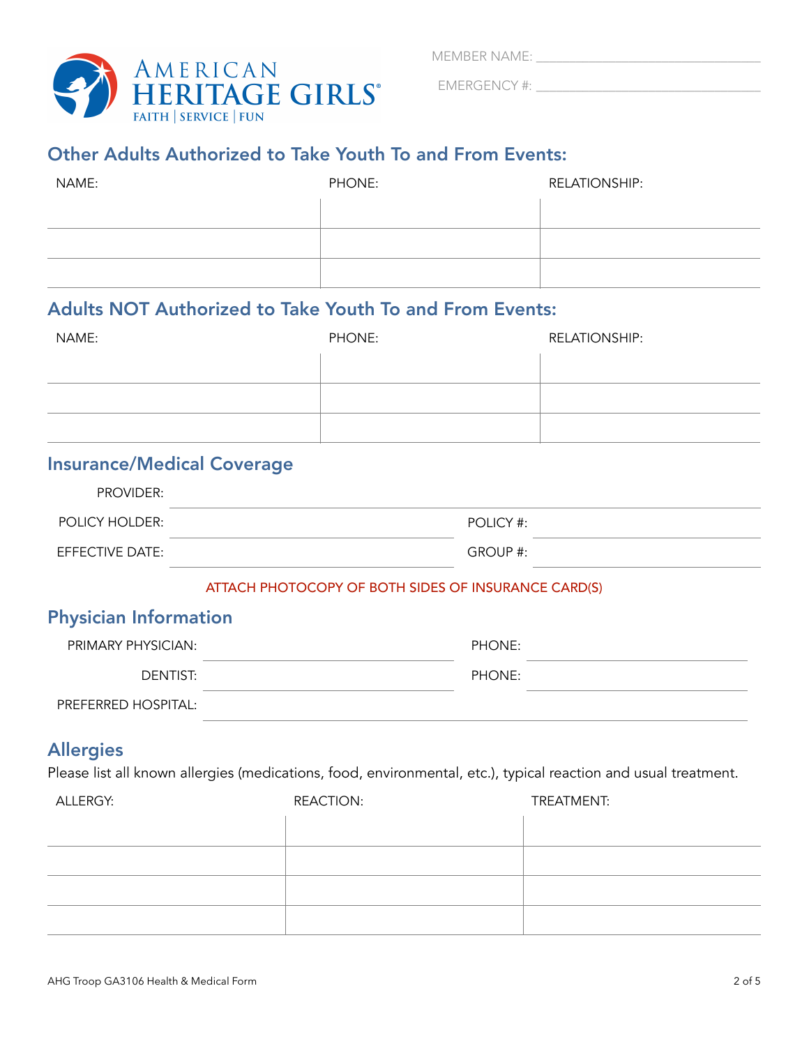MEMBER NAME: ______________________

EMERGENCY #: ______________________

## Other Adults Authorized to Take Youth To and From Events:

| NAME: | PHONE: | RELATIONSHIP: |
|---|---|---|
| | | |
| | | |
| | | |

## Adults NOT Authorized to Take Youth To and From Events:

| NAME: | PHONE: | RELATIONSHIP: |
|---|---|---|
| | | |
| | | |
| | | |

## Insurance/Medical Coverage

PROVIDER: ______________________

POLICY HOLDER: ______________________ POLICY #: ______________________

EFFECTIVE DATE: ______________________ GROUP #: ______________________

ATTACH PHOTOCOPY OF BOTH SIDES OF INSURANCE CARD(S)

## Physician Information

PRIMARY PHYSICIAN: ______________________ PHONE: ______________________

DENTIST: ______________________ PHONE: ______________________

PREFERRED HOSPITAL: ______________________

## Allergies

Please list all known allergies (medications, food, environmental, etc.), typical reaction and usual treatment.

| ALLERGY: | REACTION: | TREATMENT: |
|---|---|---|
| | | |
| | | |
| | | |
| | | |

AHG Troop GA3106 Health & Medical Form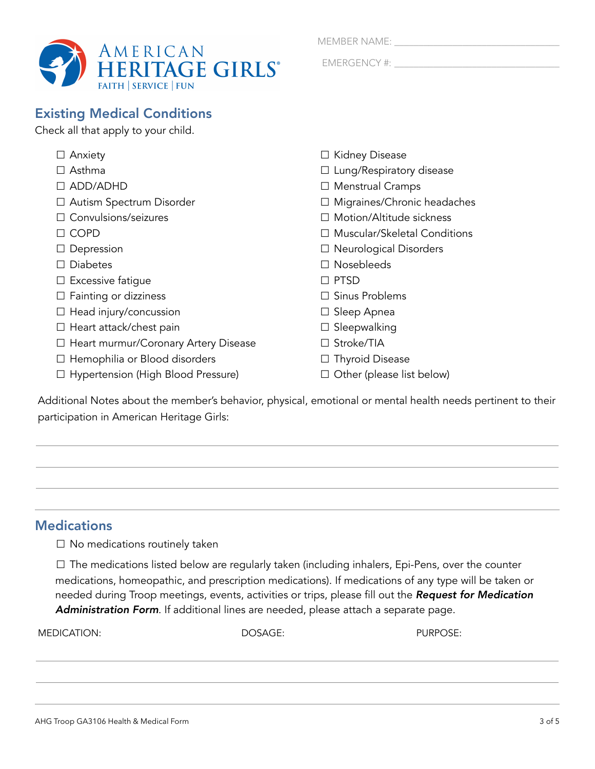MEMBER NAME: ______________________________

EMERGENCY #: ______________________________

## Existing Medical Conditions

Check all that apply to your child.

- ☐ Anxiety
- ☐ Asthma
- ☐ ADD/ADHD
- ☐ Autism Spectrum Disorder
- ☐ Convulsions/seizures
- ☐ COPD
- ☐ Depression
- ☐ Diabetes
- ☐ Excessive fatigue
- ☐ Fainting or dizziness
- ☐ Head injury/concussion
- ☐ Heart attack/chest pain
- ☐ Heart murmur/Coronary Artery Disease
- ☐ Hemophilia or Blood disorders
- ☐ Hypertension (High Blood Pressure)
- ☐ Kidney Disease
- ☐ Lung/Respiratory disease
- ☐ Menstrual Cramps
- ☐ Migraines/Chronic headaches
- ☐ Motion/Altitude sickness
- ☐ Muscular/Skeletal Conditions
- ☐ Neurological Disorders
- ☐ Nosebleeds
- ☐ PTSD
- ☐ Sinus Problems
- ☐ Sleep Apnea
- ☐ Sleepwalking
- ☐ Stroke/TIA
- ☐ Thyroid Disease
- ☐ Other (please list below)

Additional Notes about the member's behavior, physical, emotional or mental health needs pertinent to their participation in American Heritage Girls:

______________________________________________________________________

______________________________________________________________________

______________________________________________________________________

______________________________________________________________________

## Medications

☐ No medications routinely taken

☐ The medications listed below are regularly taken (including inhalers, Epi-Pens, over the counter medications, homeopathic, and prescription medications). If medications of any type will be taken or needed during Troop meetings, events, activities or trips, please fill out the ***Request for Medication Administration Form***. If additional lines are needed, please attach a separate page.

| MEDICATION: | DOSAGE: | PURPOSE: |
|---|---|---|
| | | |
| | | |
| | | |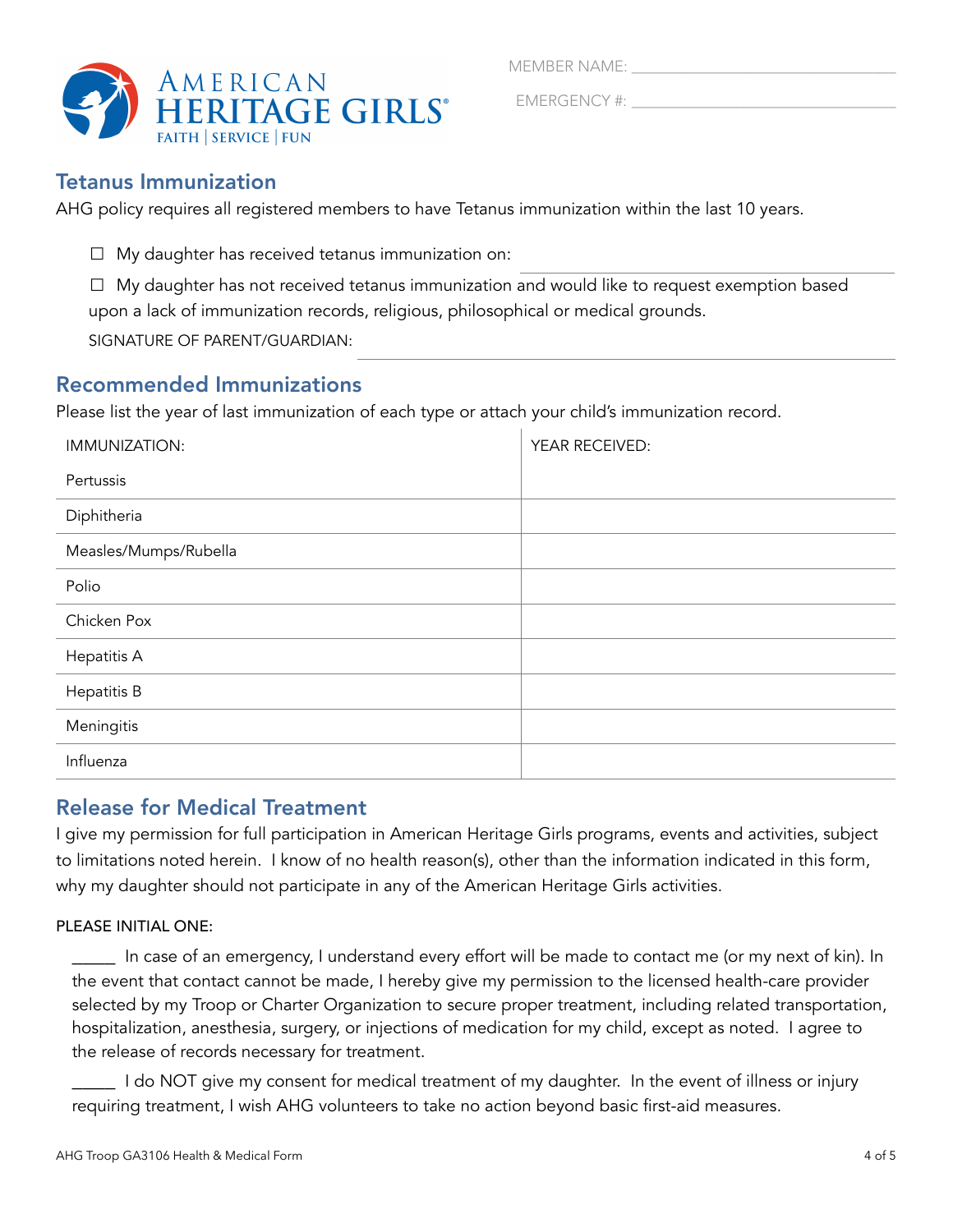AMERICAN HERITAGE GIRLS
FAITH | SERVICE | FUN

MEMBER NAME: ______________________________

EMERGENCY #: ______________________________

## Tetanus Immunization

AHG policy requires all registered members to have Tetanus immunization within the last 10 years.

☐ My daughter has received tetanus immunization on: ______________________________

☐ My daughter has not received tetanus immunization and would like to request exemption based upon a lack of immunization records, religious, philosophical or medical grounds.

SIGNATURE OF PARENT/GUARDIAN: ______________________________

## Recommended Immunizations

Please list the year of last immunization of each type or attach your child's immunization record.

| IMMUNIZATION: | YEAR RECEIVED: |
|---|---|
| Pertussis | |
| Diphitheria | |
| Measles/Mumps/Rubella | |
| Polio | |
| Chicken Pox | |
| Hepatitis A | |
| Hepatitis B | |
| Meningitis | |
| Influenza | |

## Release for Medical Treatment

I give my permission for full participation in American Heritage Girls programs, events and activities, subject to limitations noted herein. I know of no health reason(s), other than the information indicated in this form, why my daughter should not participate in any of the American Heritage Girls activities.

PLEASE INITIAL ONE:

_____ In case of an emergency, I understand every effort will be made to contact me (or my next of kin). In the event that contact cannot be made, I hereby give my permission to the licensed health-care provider selected by my Troop or Charter Organization to secure proper treatment, including related transportation, hospitalization, anesthesia, surgery, or injections of medication for my child, except as noted. I agree to the release of records necessary for treatment.

_____ I do NOT give my consent for medical treatment of my daughter. In the event of illness or injury requiring treatment, I wish AHG volunteers to take no action beyond basic first-aid measures.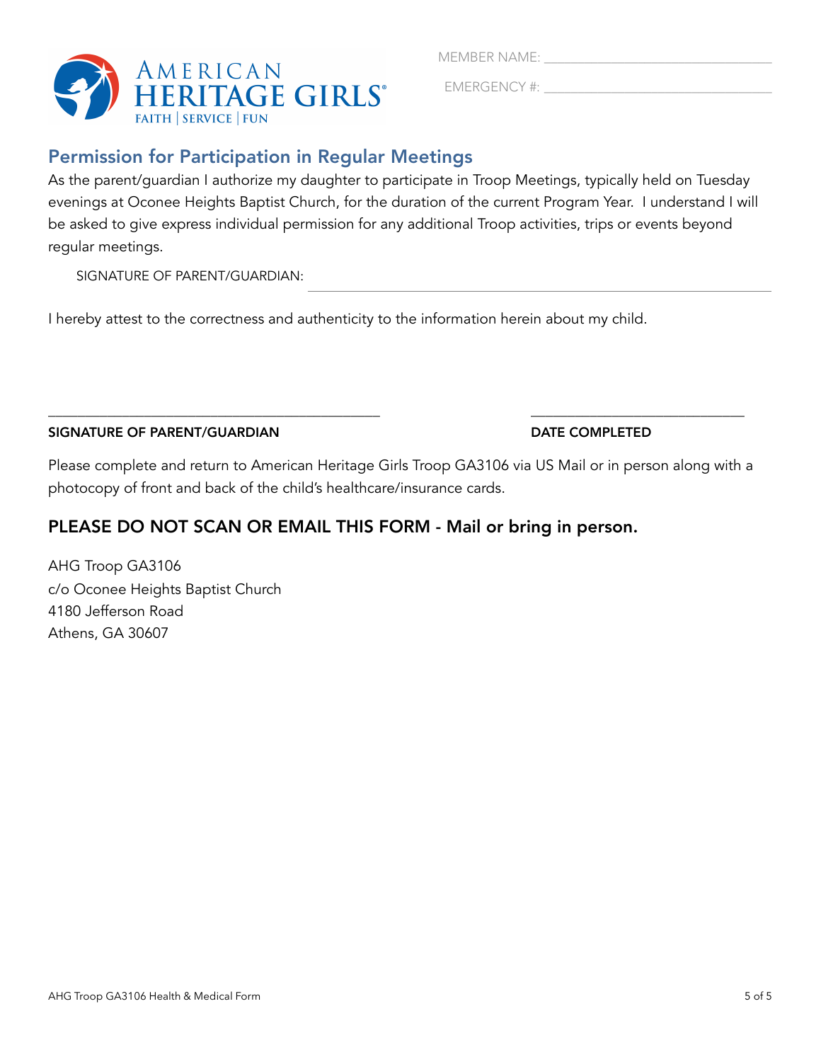MEMBER NAME: ________________________________

EMERGENCY #: ________________________________

## Permission for Participation in Regular Meetings

As the parent/guardian I authorize my daughter to participate in Troop Meetings, typically held on Tuesday evenings at Oconee Heights Baptist Church, for the duration of the current Program Year. I understand I will be asked to give express individual permission for any additional Troop activities, trips or events beyond regular meetings.

SIGNATURE OF PARENT/GUARDIAN: ________________________________________________

I hereby attest to the correctness and authenticity to the information herein about my child.

_____________________________________________ ____________________________

**SIGNATURE OF PARENT/GUARDIAN** **DATE COMPLETED**

Please complete and return to American Heritage Girls Troop GA3106 via US Mail or in person along with a photocopy of front and back of the child's healthcare/insurance cards.

### PLEASE DO NOT SCAN OR EMAIL THIS FORM - Mail or bring in person.

AHG Troop GA3106
c/o Oconee Heights Baptist Church
4180 Jefferson Road
Athens, GA 30607